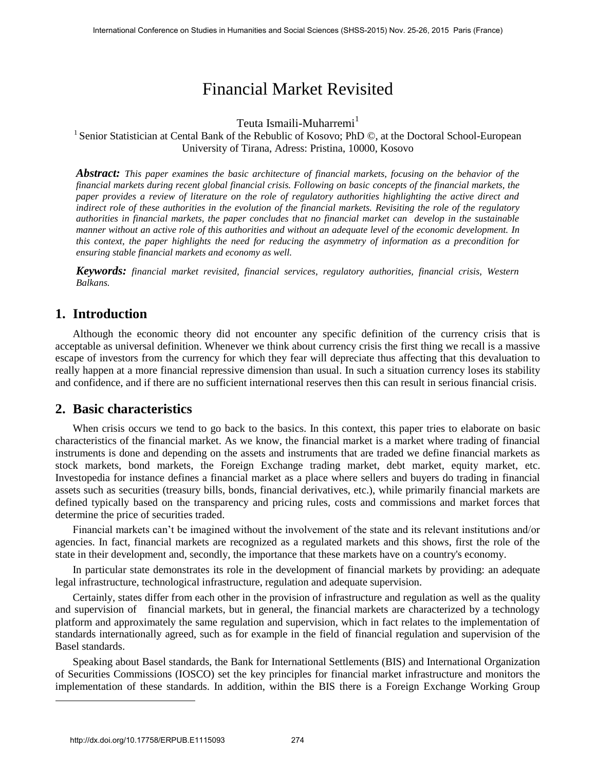# Financial Market Revisited

Teuta Ismaili-Muharremi[1]

[1] Senior Statistician at Cental Bank of the Rebublic of Kosovo; PhD ©, at the Doctoral School-European University of Tirana, Adress: Pristina, 10000, Kosovo

***Abstract:*** *This paper examines the basic architecture of financial markets, focusing on the behavior of the financial markets during recent global financial crisis. Following on basic concepts of the financial markets, the paper provides a review of literature on the role of regulatory authorities highlighting the active direct and indirect role of these authorities in the evolution of the financial markets. Revisiting the role of the regulatory authorities in financial markets, the paper concludes that no financial market can develop in the sustainable manner without an active role of this authorities and without an adequate level of the economic development. In this context, the paper highlights the need for reducing the asymmetry of information as a precondition for ensuring stable financial markets and economy as well.*

***Keywords:*** *financial market revisited, financial services, regulatory authorities, financial crisis, Western Balkans.*

## 1. Introduction

Although the economic theory did not encounter any specific definition of the currency crisis that is acceptable as universal definition. Whenever we think about currency crisis the first thing we recall is a massive escape of investors from the currency for which they fear will depreciate thus affecting that this devaluation to really happen at a more financial repressive dimension than usual. In such a situation currency loses its stability and confidence, and if there are no sufficient international reserves then this can result in serious financial crisis.

## 2. Basic characteristics

When crisis occurs we tend to go back to the basics. In this context, this paper tries to elaborate on basic characteristics of the financial market. As we know, the financial market is a market where trading of financial instruments is done and depending on the assets and instruments that are traded we define financial markets as stock markets, bond markets, the Foreign Exchange trading market, debt market, equity market, etc. Investopedia for instance defines a financial market as a place where sellers and buyers do trading in financial assets such as securities (treasury bills, bonds, financial derivatives, etc.), while primarily financial markets are defined typically based on the transparency and pricing rules, costs and commissions and market forces that determine the price of securities traded.

Financial markets can't be imagined without the involvement of the state and its relevant institutions and/or agencies. In fact, financial markets are recognized as a regulated markets and this shows, first the role of the state in their development and, secondly, the importance that these markets have on a country's economy.

In particular state demonstrates its role in the development of financial markets by providing: an adequate legal infrastructure, technological infrastructure, regulation and adequate supervision.

Certainly, states differ from each other in the provision of infrastructure and regulation as well as the quality and supervision of financial markets, but in general, the financial markets are characterized by a technology platform and approximately the same regulation and supervision, which in fact relates to the implementation of standards internationally agreed, such as for example in the field of financial regulation and supervision of the Basel standards.

Speaking about Basel standards, the Bank for International Settlements (BIS) and International Organization of Securities Commissions (IOSCO) set the key principles for financial market infrastructure and monitors the implementation of these standards. In addition, within the BIS there is a Foreign Exchange Working Group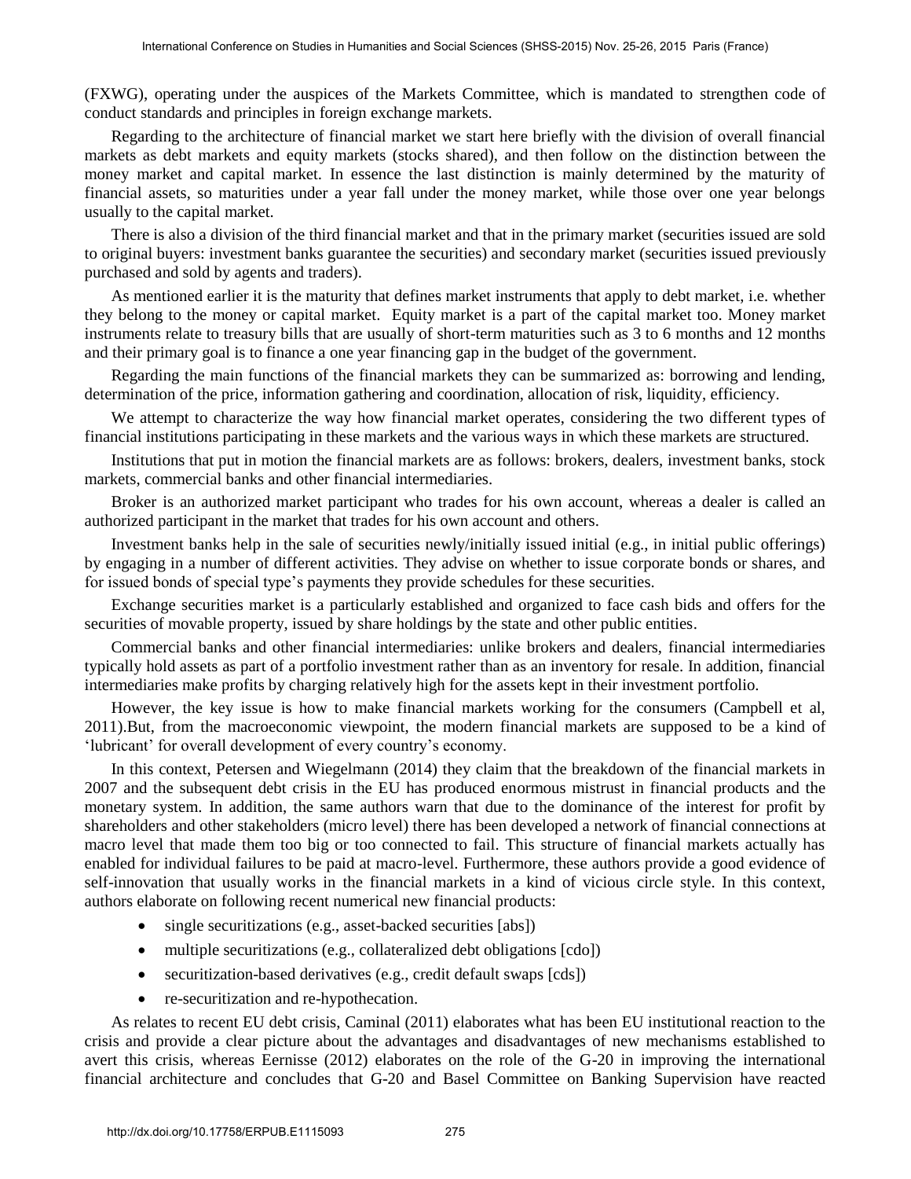(FXWG), operating under the auspices of the Markets Committee, which is mandated to strengthen code of conduct standards and principles in foreign exchange markets.

Regarding to the architecture of financial market we start here briefly with the division of overall financial markets as debt markets and equity markets (stocks shared), and then follow on the distinction between the money market and capital market. In essence the last distinction is mainly determined by the maturity of financial assets, so maturities under a year fall under the money market, while those over one year belongs usually to the capital market.

There is also a division of the third financial market and that in the primary market (securities issued are sold to original buyers: investment banks guarantee the securities) and secondary market (securities issued previously purchased and sold by agents and traders).

As mentioned earlier it is the maturity that defines market instruments that apply to debt market, i.e. whether they belong to the money or capital market. Equity market is a part of the capital market too. Money market instruments relate to treasury bills that are usually of short-term maturities such as 3 to 6 months and 12 months and their primary goal is to finance a one year financing gap in the budget of the government.

Regarding the main functions of the financial markets they can be summarized as: borrowing and lending, determination of the price, information gathering and coordination, allocation of risk, liquidity, efficiency.

We attempt to characterize the way how financial market operates, considering the two different types of financial institutions participating in these markets and the various ways in which these markets are structured.

Institutions that put in motion the financial markets are as follows: brokers, dealers, investment banks, stock markets, commercial banks and other financial intermediaries.

Broker is an authorized market participant who trades for his own account, whereas a dealer is called an authorized participant in the market that trades for his own account and others.

Investment banks help in the sale of securities newly/initially issued initial (e.g., in initial public offerings) by engaging in a number of different activities. They advise on whether to issue corporate bonds or shares, and for issued bonds of special type's payments they provide schedules for these securities.

Exchange securities market is a particularly established and organized to face cash bids and offers for the securities of movable property, issued by share holdings by the state and other public entities.

Commercial banks and other financial intermediaries: unlike brokers and dealers, financial intermediaries typically hold assets as part of a portfolio investment rather than as an inventory for resale. In addition, financial intermediaries make profits by charging relatively high for the assets kept in their investment portfolio.

However, the key issue is how to make financial markets working for the consumers (Campbell et al, 2011).But, from the macroeconomic viewpoint, the modern financial markets are supposed to be a kind of 'lubricant' for overall development of every country's economy.

In this context, Petersen and Wiegelmann (2014) they claim that the breakdown of the financial markets in 2007 and the subsequent debt crisis in the EU has produced enormous mistrust in financial products and the monetary system. In addition, the same authors warn that due to the dominance of the interest for profit by shareholders and other stakeholders (micro level) there has been developed a network of financial connections at macro level that made them too big or too connected to fail. This structure of financial markets actually has enabled for individual failures to be paid at macro-level. Furthermore, these authors provide a good evidence of self-innovation that usually works in the financial markets in a kind of vicious circle style. In this context, authors elaborate on following recent numerical new financial products:

- single securitizations (e.g., asset-backed securities [abs])
- multiple securitizations (e.g., collateralized debt obligations [cdo])
- securitization-based derivatives (e.g., credit default swaps [cds])
- re-securitization and re-hypothecation.

As relates to recent EU debt crisis, Caminal (2011) elaborates what has been EU institutional reaction to the crisis and provide a clear picture about the advantages and disadvantages of new mechanisms established to avert this crisis, whereas Eernisse (2012) elaborates on the role of the G-20 in improving the international financial architecture and concludes that G-20 and Basel Committee on Banking Supervision have reacted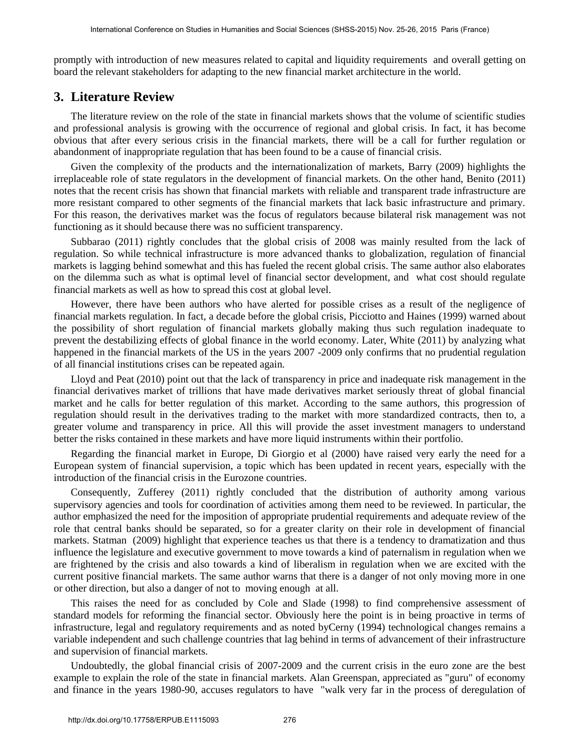promptly with introduction of new measures related to capital and liquidity requirements and overall getting on board the relevant stakeholders for adapting to the new financial market architecture in the world.

## 3. Literature Review

The literature review on the role of the state in financial markets shows that the volume of scientific studies and professional analysis is growing with the occurrence of regional and global crisis. In fact, it has become obvious that after every serious crisis in the financial markets, there will be a call for further regulation or abandonment of inappropriate regulation that has been found to be a cause of financial crisis.

Given the complexity of the products and the internationalization of markets, Barry (2009) highlights the irreplaceable role of state regulators in the development of financial markets. On the other hand, Benito (2011) notes that the recent crisis has shown that financial markets with reliable and transparent trade infrastructure are more resistant compared to other segments of the financial markets that lack basic infrastructure and primary. For this reason, the derivatives market was the focus of regulators because bilateral risk management was not functioning as it should because there was no sufficient transparency.

Subbarao (2011) rightly concludes that the global crisis of 2008 was mainly resulted from the lack of regulation. So while technical infrastructure is more advanced thanks to globalization, regulation of financial markets is lagging behind somewhat and this has fueled the recent global crisis. The same author also elaborates on the dilemma such as what is optimal level of financial sector development, and what cost should regulate financial markets as well as how to spread this cost at global level.

However, there have been authors who have alerted for possible crises as a result of the negligence of financial markets regulation. In fact, a decade before the global crisis, Picciotto and Haines (1999) warned about the possibility of short regulation of financial markets globally making thus such regulation inadequate to prevent the destabilizing effects of global finance in the world economy. Later, White (2011) by analyzing what happened in the financial markets of the US in the years 2007 -2009 only confirms that no prudential regulation of all financial institutions crises can be repeated again.

Lloyd and Peat (2010) point out that the lack of transparency in price and inadequate risk management in the financial derivatives market of trillions that have made derivatives market seriously threat of global financial market and he calls for better regulation of this market. According to the same authors, this progression of regulation should result in the derivatives trading to the market with more standardized contracts, then to, a greater volume and transparency in price. All this will provide the asset investment managers to understand better the risks contained in these markets and have more liquid instruments within their portfolio.

Regarding the financial market in Europe, Di Giorgio et al (2000) have raised very early the need for a European system of financial supervision, a topic which has been updated in recent years, especially with the introduction of the financial crisis in the Eurozone countries.

Consequently, Zufferey (2011) rightly concluded that the distribution of authority among various supervisory agencies and tools for coordination of activities among them need to be reviewed. In particular, the author emphasized the need for the imposition of appropriate prudential requirements and adequate review of the role that central banks should be separated, so for a greater clarity on their role in development of financial markets. Statman (2009) highlight that experience teaches us that there is a tendency to dramatization and thus influence the legislature and executive government to move towards a kind of paternalism in regulation when we are frightened by the crisis and also towards a kind of liberalism in regulation when we are excited with the current positive financial markets. The same author warns that there is a danger of not only moving more in one or other direction, but also a danger of not to moving enough at all.

This raises the need for as concluded by Cole and Slade (1998) to find comprehensive assessment of standard models for reforming the financial sector. Obviously here the point is in being proactive in terms of infrastructure, legal and regulatory requirements and as noted byCerny (1994) technological changes remains a variable independent and such challenge countries that lag behind in terms of advancement of their infrastructure and supervision of financial markets.

Undoubtedly, the global financial crisis of 2007-2009 and the current crisis in the euro zone are the best example to explain the role of the state in financial markets. Alan Greenspan, appreciated as "guru" of economy and finance in the years 1980-90, accuses regulators to have "walk very far in the process of deregulation of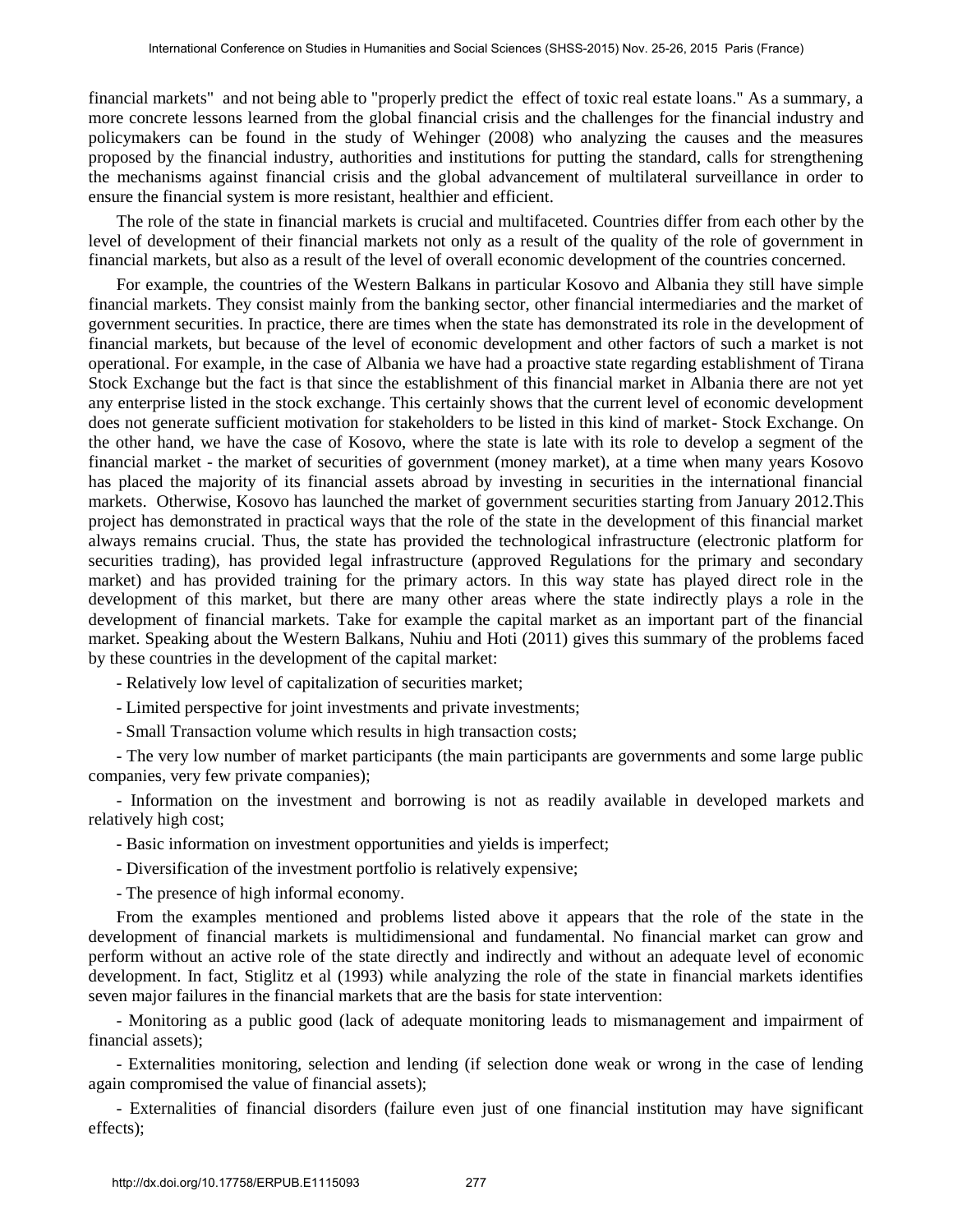financial markets" and not being able to "properly predict the effect of toxic real estate loans." As a summary, a more concrete lessons learned from the global financial crisis and the challenges for the financial industry and policymakers can be found in the study of Wehinger (2008) who analyzing the causes and the measures proposed by the financial industry, authorities and institutions for putting the standard, calls for strengthening the mechanisms against financial crisis and the global advancement of multilateral surveillance in order to ensure the financial system is more resistant, healthier and efficient.

The role of the state in financial markets is crucial and multifaceted. Countries differ from each other by the level of development of their financial markets not only as a result of the quality of the role of government in financial markets, but also as a result of the level of overall economic development of the countries concerned.

For example, the countries of the Western Balkans in particular Kosovo and Albania they still have simple financial markets. They consist mainly from the banking sector, other financial intermediaries and the market of government securities. In practice, there are times when the state has demonstrated its role in the development of financial markets, but because of the level of economic development and other factors of such a market is not operational. For example, in the case of Albania we have had a proactive state regarding establishment of Tirana Stock Exchange but the fact is that since the establishment of this financial market in Albania there are not yet any enterprise listed in the stock exchange. This certainly shows that the current level of economic development does not generate sufficient motivation for stakeholders to be listed in this kind of market- Stock Exchange. On the other hand, we have the case of Kosovo, where the state is late with its role to develop a segment of the financial market - the market of securities of government (money market), at a time when many years Kosovo has placed the majority of its financial assets abroad by investing in securities in the international financial markets. Otherwise, Kosovo has launched the market of government securities starting from January 2012.This project has demonstrated in practical ways that the role of the state in the development of this financial market always remains crucial. Thus, the state has provided the technological infrastructure (electronic platform for securities trading), has provided legal infrastructure (approved Regulations for the primary and secondary market) and has provided training for the primary actors. In this way state has played direct role in the development of this market, but there are many other areas where the state indirectly plays a role in the development of financial markets. Take for example the capital market as an important part of the financial market. Speaking about the Western Balkans, Nuhiu and Hoti (2011) gives this summary of the problems faced by these countries in the development of the capital market:

- Relatively low level of capitalization of securities market;
- Limited perspective for joint investments and private investments;
- Small Transaction volume which results in high transaction costs;
- The very low number of market participants (the main participants are governments and some large public companies, very few private companies);
- Information on the investment and borrowing is not as readily available in developed markets and relatively high cost;
- Basic information on investment opportunities and yields is imperfect;
- Diversification of the investment portfolio is relatively expensive;
- The presence of high informal economy.

From the examples mentioned and problems listed above it appears that the role of the state in the development of financial markets is multidimensional and fundamental. No financial market can grow and perform without an active role of the state directly and indirectly and without an adequate level of economic development. In fact, Stiglitz et al (1993) while analyzing the role of the state in financial markets identifies seven major failures in the financial markets that are the basis for state intervention:

- Monitoring as a public good (lack of adequate monitoring leads to mismanagement and impairment of financial assets);
- Externalities monitoring, selection and lending (if selection done weak or wrong in the case of lending again compromised the value of financial assets);
- Externalities of financial disorders (failure even just of one financial institution may have significant effects);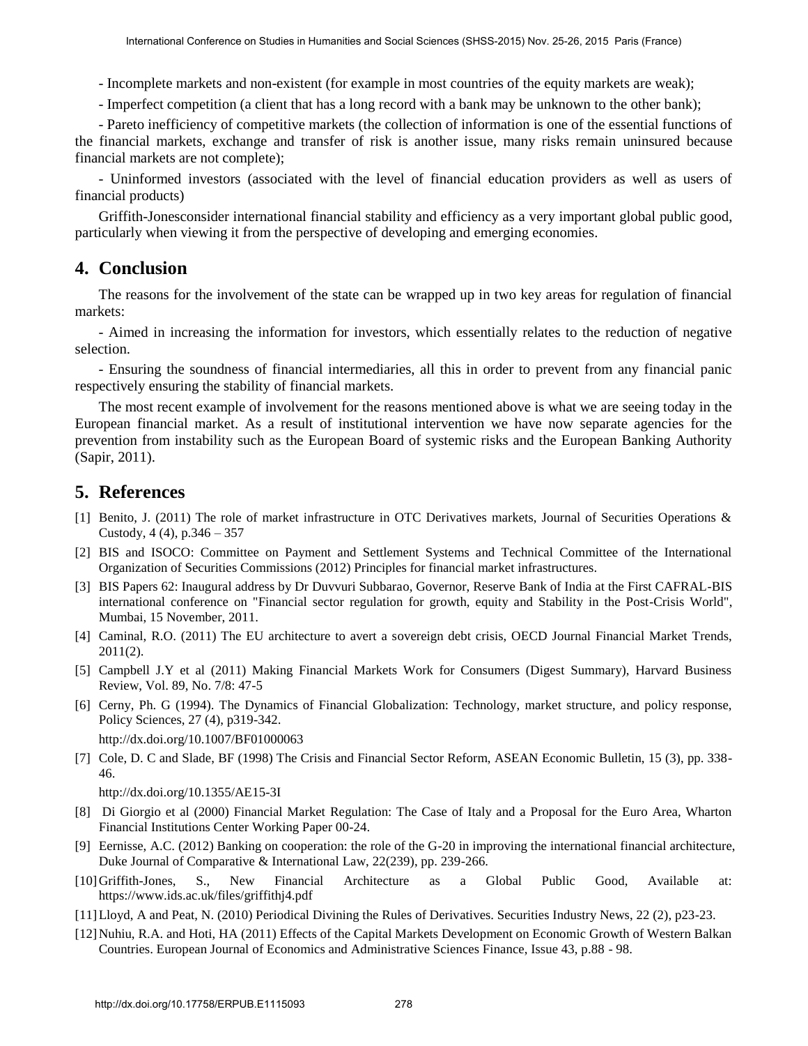- Incomplete markets and non-existent (for example in most countries of the equity markets are weak);

- Imperfect competition (a client that has a long record with a bank may be unknown to the other bank);

- Pareto inefficiency of competitive markets (the collection of information is one of the essential functions of the financial markets, exchange and transfer of risk is another issue, many risks remain uninsured because financial markets are not complete);

- Uninformed investors (associated with the level of financial education providers as well as users of financial products)

Griffith-Jonesconsider international financial stability and efficiency as a very important global public good, particularly when viewing it from the perspective of developing and emerging economies.

## 4. Conclusion

The reasons for the involvement of the state can be wrapped up in two key areas for regulation of financial markets:

- Aimed in increasing the information for investors, which essentially relates to the reduction of negative selection.

- Ensuring the soundness of financial intermediaries, all this in order to prevent from any financial panic respectively ensuring the stability of financial markets.

The most recent example of involvement for the reasons mentioned above is what we are seeing today in the European financial market. As a result of institutional intervention we have now separate agencies for the prevention from instability such as the European Board of systemic risks and the European Banking Authority (Sapir, 2011).

## 5. References

[1] Benito, J. (2011) The role of market infrastructure in OTC Derivatives markets, Journal of Securities Operations & Custody, 4 (4), p.346 – 357

[2] BIS and ISOCO: Committee on Payment and Settlement Systems and Technical Committee of the International Organization of Securities Commissions (2012) Principles for financial market infrastructures.

[3] BIS Papers 62: Inaugural address by Dr Duvvuri Subbarao, Governor, Reserve Bank of India at the First CAFRAL-BIS international conference on "Financial sector regulation for growth, equity and Stability in the Post-Crisis World", Mumbai, 15 November, 2011.

[4] Caminal, R.O. (2011) The EU architecture to avert a sovereign debt crisis, OECD Journal Financial Market Trends, 2011(2).

[5] Campbell J.Y et al (2011) Making Financial Markets Work for Consumers (Digest Summary), Harvard Business Review, Vol. 89, No. 7/8: 47-5

[6] Cerny, Ph. G (1994). The Dynamics of Financial Globalization: Technology, market structure, and policy response, Policy Sciences, 27 (4), p319-342.
http://dx.doi.org/10.1007/BF01000063

[7] Cole, D. C and Slade, BF (1998) The Crisis and Financial Sector Reform, ASEAN Economic Bulletin, 15 (3), pp. 338-46.
http://dx.doi.org/10.1355/AE15-3I

[8] Di Giorgio et al (2000) Financial Market Regulation: The Case of Italy and a Proposal for the Euro Area, Wharton Financial Institutions Center Working Paper 00-24.

[9] Eernisse, A.C. (2012) Banking on cooperation: the role of the G-20 in improving the international financial architecture, Duke Journal of Comparative & International Law, 22(239), pp. 239-266.

[10] Griffith-Jones, S., New Financial Architecture as a Global Public Good, Available at: https://www.ids.ac.uk/files/griffithj4.pdf

[11] Lloyd, A and Peat, N. (2010) Periodical Divining the Rules of Derivatives. Securities Industry News, 22 (2), p23-23.

[12] Nuhiu, R.A. and Hoti, HA (2011) Effects of the Capital Markets Development on Economic Growth of Western Balkan Countries. European Journal of Economics and Administrative Sciences Finance, Issue 43, p.88 - 98.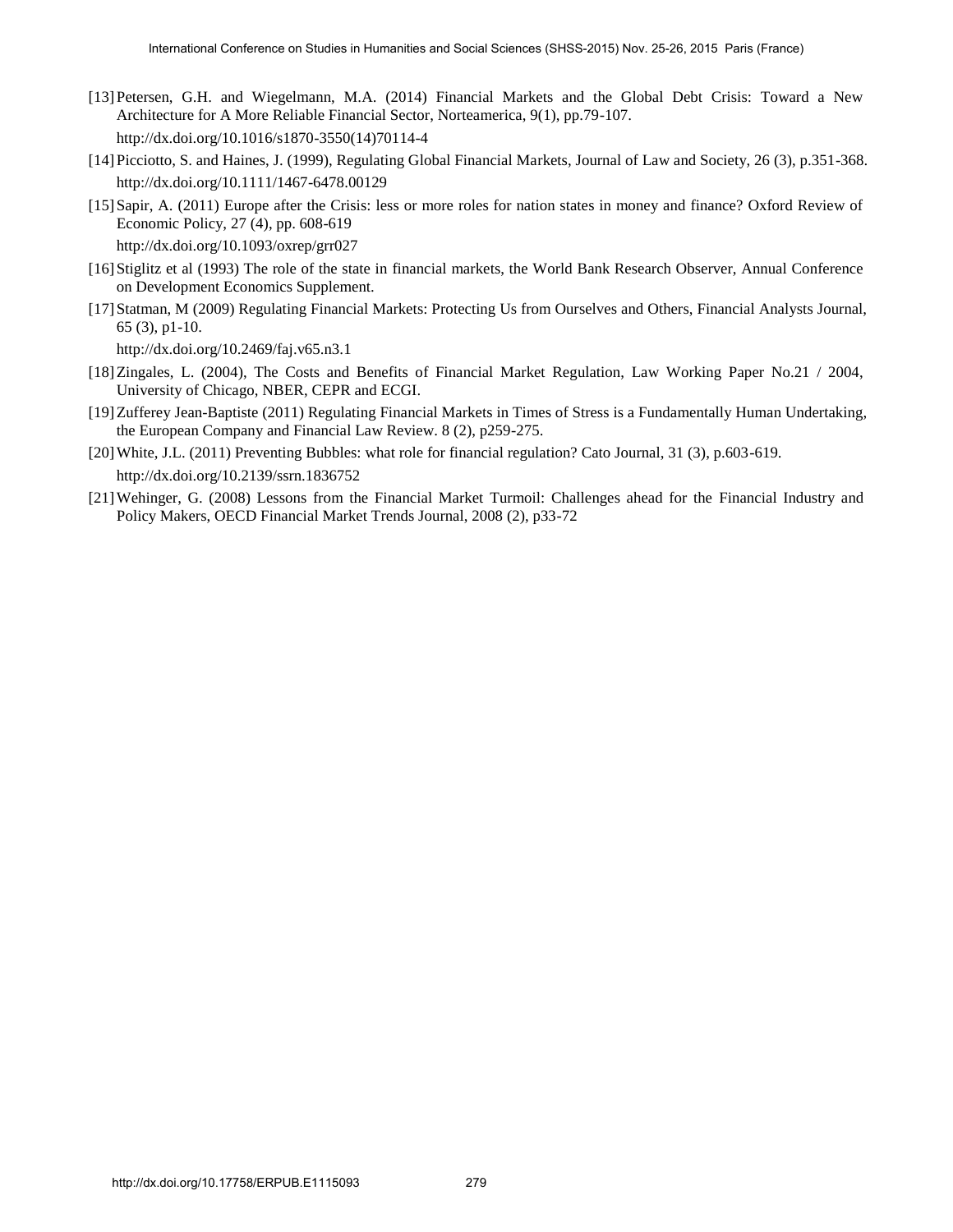[13] Petersen, G.H. and Wiegelmann, M.A. (2014) Financial Markets and the Global Debt Crisis: Toward a New Architecture for A More Reliable Financial Sector, Norteamerica, 9(1), pp.79-107.
http://dx.doi.org/10.1016/s1870-3550(14)70114-4

[14] Picciotto, S. and Haines, J. (1999), Regulating Global Financial Markets, Journal of Law and Society, 26 (3), p.351-368.
http://dx.doi.org/10.1111/1467-6478.00129

[15] Sapir, A. (2011) Europe after the Crisis: less or more roles for nation states in money and finance? Oxford Review of Economic Policy, 27 (4), pp. 608-619
http://dx.doi.org/10.1093/oxrep/grr027

[16] Stiglitz et al (1993) The role of the state in financial markets, the World Bank Research Observer, Annual Conference on Development Economics Supplement.

[17] Statman, M (2009) Regulating Financial Markets: Protecting Us from Ourselves and Others, Financial Analysts Journal, 65 (3), p1-10.
http://dx.doi.org/10.2469/faj.v65.n3.1

[18] Zingales, L. (2004), The Costs and Benefits of Financial Market Regulation, Law Working Paper No.21 / 2004, University of Chicago, NBER, CEPR and ECGI.

[19] Zufferey Jean-Baptiste (2011) Regulating Financial Markets in Times of Stress is a Fundamentally Human Undertaking, the European Company and Financial Law Review. 8 (2), p259-275.

[20] White, J.L. (2011) Preventing Bubbles: what role for financial regulation? Cato Journal, 31 (3), p.603-619.
http://dx.doi.org/10.2139/ssrn.1836752

[21] Wehinger, G. (2008) Lessons from the Financial Market Turmoil: Challenges ahead for the Financial Industry and Policy Makers, OECD Financial Market Trends Journal, 2008 (2), p33-72